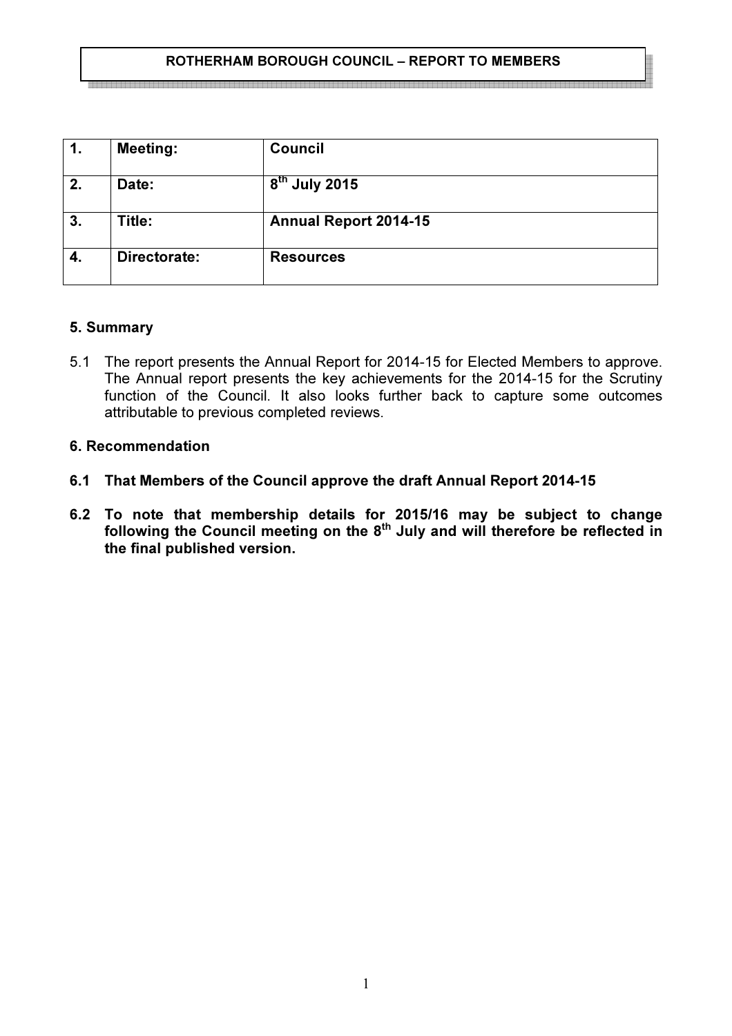**ROTHERHAM BOROUGH COUNCIL – REPORT TO MEMBERS**

| | | |
|---|---|---|
| **1.** | **Meeting:** | **Council** |
| **2.** | **Date:** | **8th July 2015** |
| **3.** | **Title:** | **Annual Report 2014-15** |
| **4.** | **Directorate:** | **Resources** |

### 5. Summary

5.1 The report presents the Annual Report for 2014-15 for Elected Members to approve. The Annual report presents the key achievements for the 2014-15 for the Scrutiny function of the Council. It also looks further back to capture some outcomes attributable to previous completed reviews.

### 6. Recommendation

**6.1 That Members of the Council approve the draft Annual Report 2014-15**

**6.2 To note that membership details for 2015/16 may be subject to change following the Council meeting on the 8th July and will therefore be reflected in the final published version.**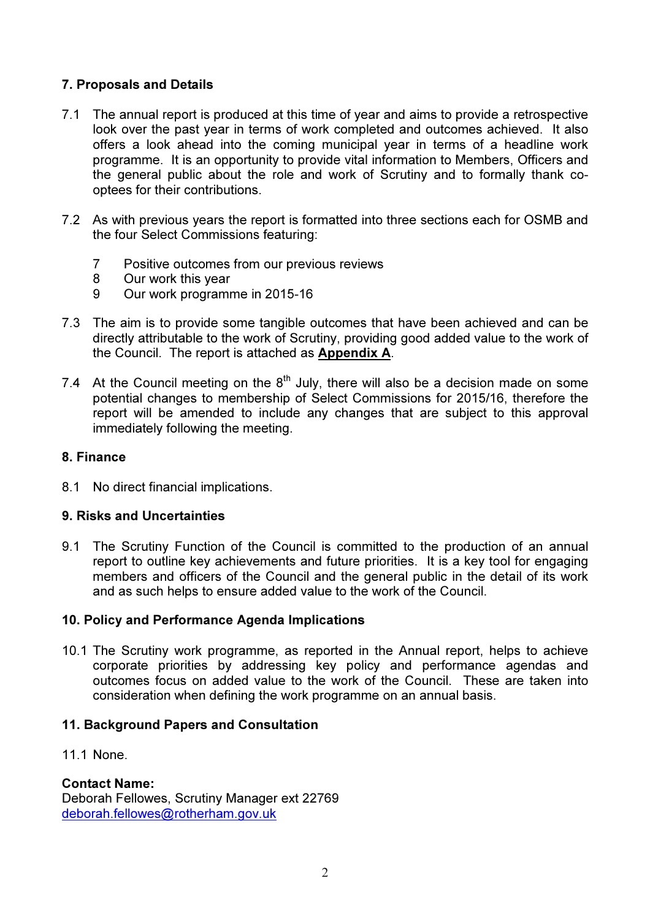## 7. Proposals and Details

7.1 The annual report is produced at this time of year and aims to provide a retrospective look over the past year in terms of work completed and outcomes achieved. It also offers a look ahead into the coming municipal year in terms of a headline work programme. It is an opportunity to provide vital information to Members, Officers and the general public about the role and work of Scrutiny and to formally thank co-optees for their contributions.

7.2 As with previous years the report is formatted into three sections each for OSMB and the four Select Commissions featuring:

7 Positive outcomes from our previous reviews
8 Our work this year
9 Our work programme in 2015-16

7.3 The aim is to provide some tangible outcomes that have been achieved and can be directly attributable to the work of Scrutiny, providing good added value to the work of the Council. The report is attached as **Appendix A**.

7.4 At the Council meeting on the 8th July, there will also be a decision made on some potential changes to membership of Select Commissions for 2015/16, therefore the report will be amended to include any changes that are subject to this approval immediately following the meeting.

## 8. Finance

8.1 No direct financial implications.

## 9. Risks and Uncertainties

9.1 The Scrutiny Function of the Council is committed to the production of an annual report to outline key achievements and future priorities. It is a key tool for engaging members and officers of the Council and the general public in the detail of its work and as such helps to ensure added value to the work of the Council.

## 10. Policy and Performance Agenda Implications

10.1 The Scrutiny work programme, as reported in the Annual report, helps to achieve corporate priorities by addressing key policy and performance agendas and outcomes focus on added value to the work of the Council. These are taken into consideration when defining the work programme on an annual basis.

## 11. Background Papers and Consultation

11.1 None.

**Contact Name:**
Deborah Fellowes, Scrutiny Manager ext 22769
deborah.fellowes@rotherham.gov.uk